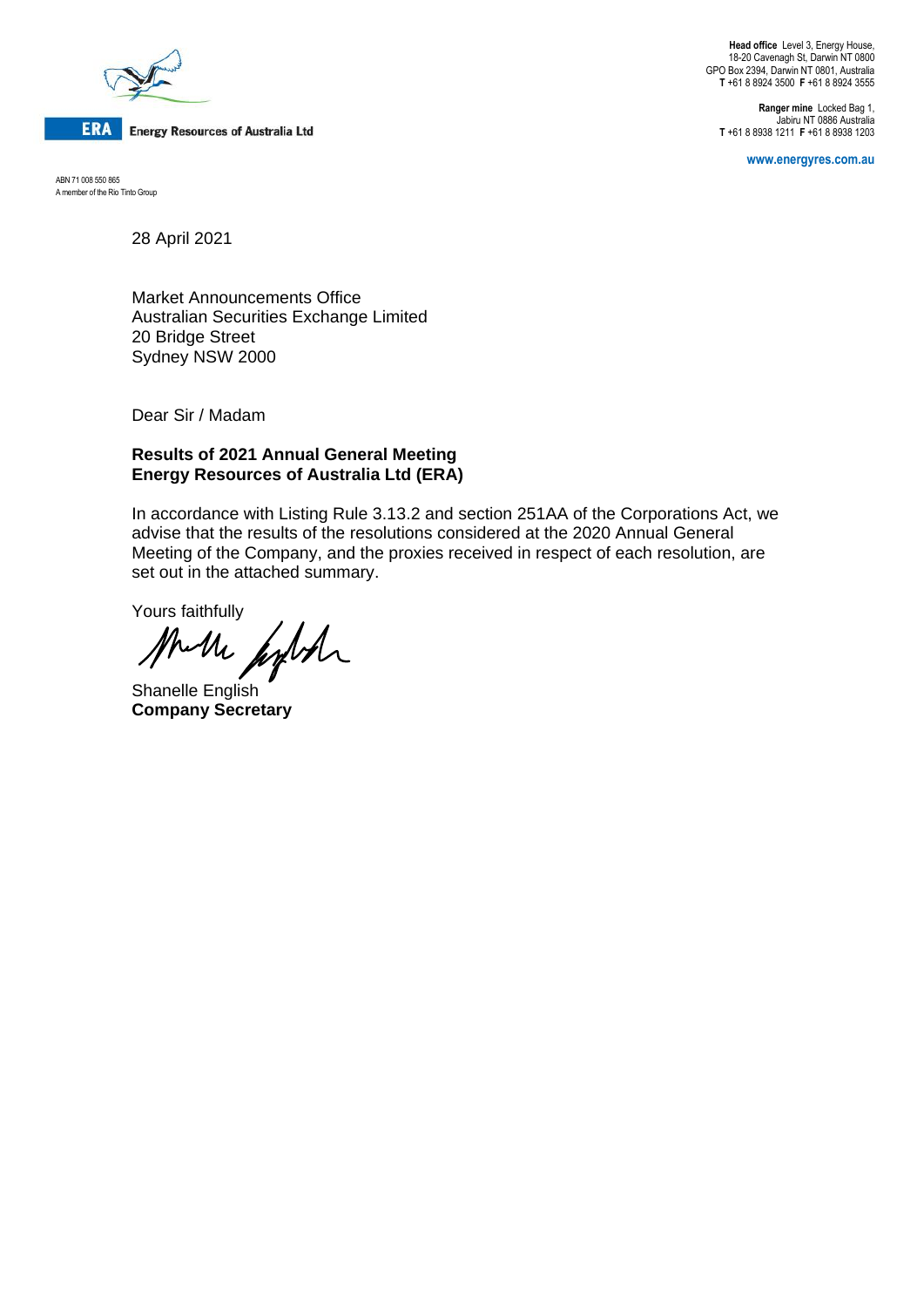**ERA** Energy Resources of Australia Ltd

ABN 71 008 550 865
A member of the Rio Tinto Group

**Head office** Level 3, Energy House, 18-20 Cavenagh St, Darwin NT 0800
GPO Box 2394, Darwin NT 0801, Australia
**T** +61 8 8924 3500 **F** +61 8 8924 3555

**Ranger mine** Locked Bag 1, Jabiru NT 0886 Australia
**T** +61 8 8938 1211 **F** +61 8 8938 1203

www.energyres.com.au

28 April 2021

Market Announcements Office
Australian Securities Exchange Limited
20 Bridge Street
Sydney NSW 2000

Dear Sir / Madam

**Results of 2021 Annual General Meeting**
**Energy Resources of Australia Ltd (ERA)**

In accordance with Listing Rule 3.13.2 and section 251AA of the Corporations Act, we advise that the results of the resolutions considered at the 2020 Annual General Meeting of the Company, and the proxies received in respect of each resolution, are set out in the attached summary.

Yours faithfully

Shanelle English
**Company Secretary**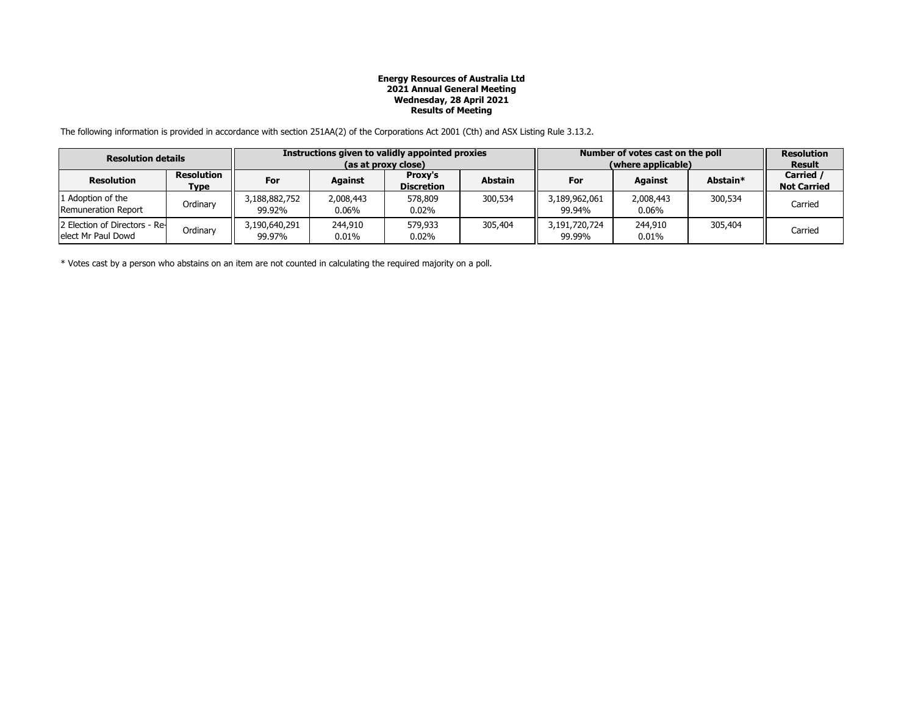**Energy Resources of Australia Ltd**
**2021 Annual General Meeting**
**Wednesday, 28 April 2021**
**Results of Meeting**

The following information is provided in accordance with section 251AA(2) of the Corporations Act 2001 (Cth) and ASX Listing Rule 3.13.2.

| Resolution details | | Instructions given to validly appointed proxies (as at proxy close) | | | | Number of votes cast on the poll (where applicable) | | | Resolution Result |
|---|---|---|---|---|---|---|---|---|---|
| **Resolution** | **Resolution Type** | **For** | **Against** | **Proxy's Discretion** | **Abstain** | **For** | **Against** | **Abstain*** | **Carried / Not Carried** |
| 1 Adoption of the Remuneration Report | Ordinary | 3,188,882,752 99.92% | 2,008,443 0.06% | 578,809 0.02% | 300,534 | 3,189,962,061 99.94% | 2,008,443 0.06% | 300,534 | Carried |
| 2 Election of Directors - Re-elect Mr Paul Dowd | Ordinary | 3,190,640,291 99.97% | 244,910 0.01% | 579,933 0.02% | 305,404 | 3,191,720,724 99.99% | 244,910 0.01% | 305,404 | Carried |

* Votes cast by a person who abstains on an item are not counted in calculating the required majority on a poll.